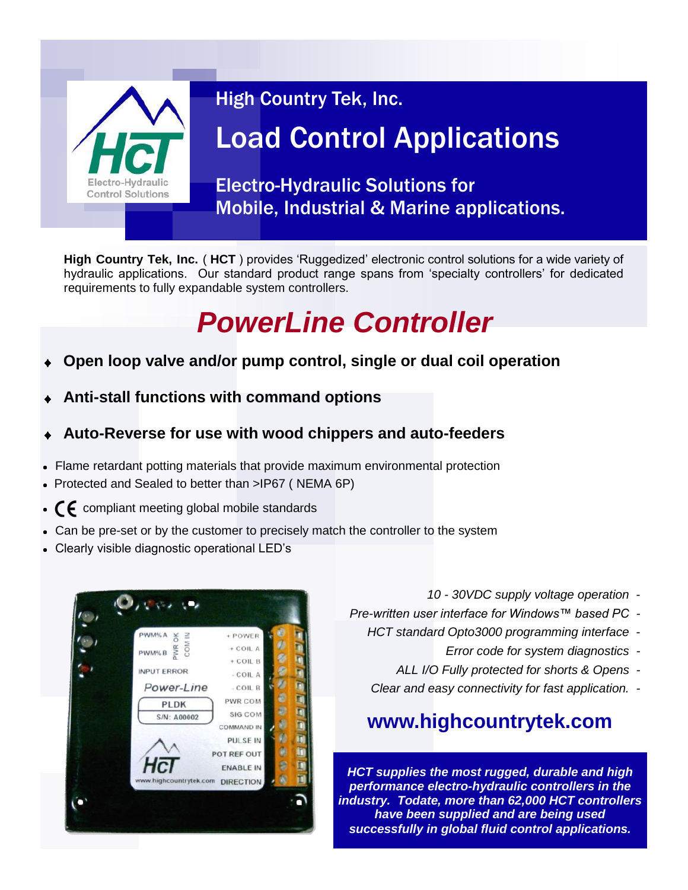High Country Tek, Inc.

# Load Control Applications

Electro-Hydraulic Solutions for Mobile, Industrial & Marine applications.

**High Country Tek, Inc.** ( **HCT** ) provides 'Ruggedized' electronic control solutions for a wide variety of hydraulic applications. Our standard product range spans from 'specialty controllers' for dedicated requirements to fully expandable system controllers.

## *PowerLine Controller*

- **Open loop valve and/or pump control, single or dual coil operation**
- **Anti-stall functions with command options**
- **Auto-Reverse for use with wood chippers and auto-feeders**

- Flame retardant potting materials that provide maximum environmental protection
- Protected and Sealed to better than >IP67 ( NEMA 6P)
- CE compliant meeting global mobile standards
- Can be pre-set or by the customer to precisely match the controller to the system
- Clearly visible diagnostic operational LED's

*10 - 30VDC supply voltage operation -*
*Pre-written user interface for Windows™ based PC -*
*HCT standard Opto3000 programming interface -*
*Error code for system diagnostics -*
*ALL I/O Fully protected for shorts & Opens -*
*Clear and easy connectivity for fast application. -*

**www.highcountrytek.com**

***HCT supplies the most rugged, durable and high performance electro-hydraulic controllers in the industry. Todate, more than 62,000 HCT controllers have been supplied and are being used successfully in global fluid control applications.***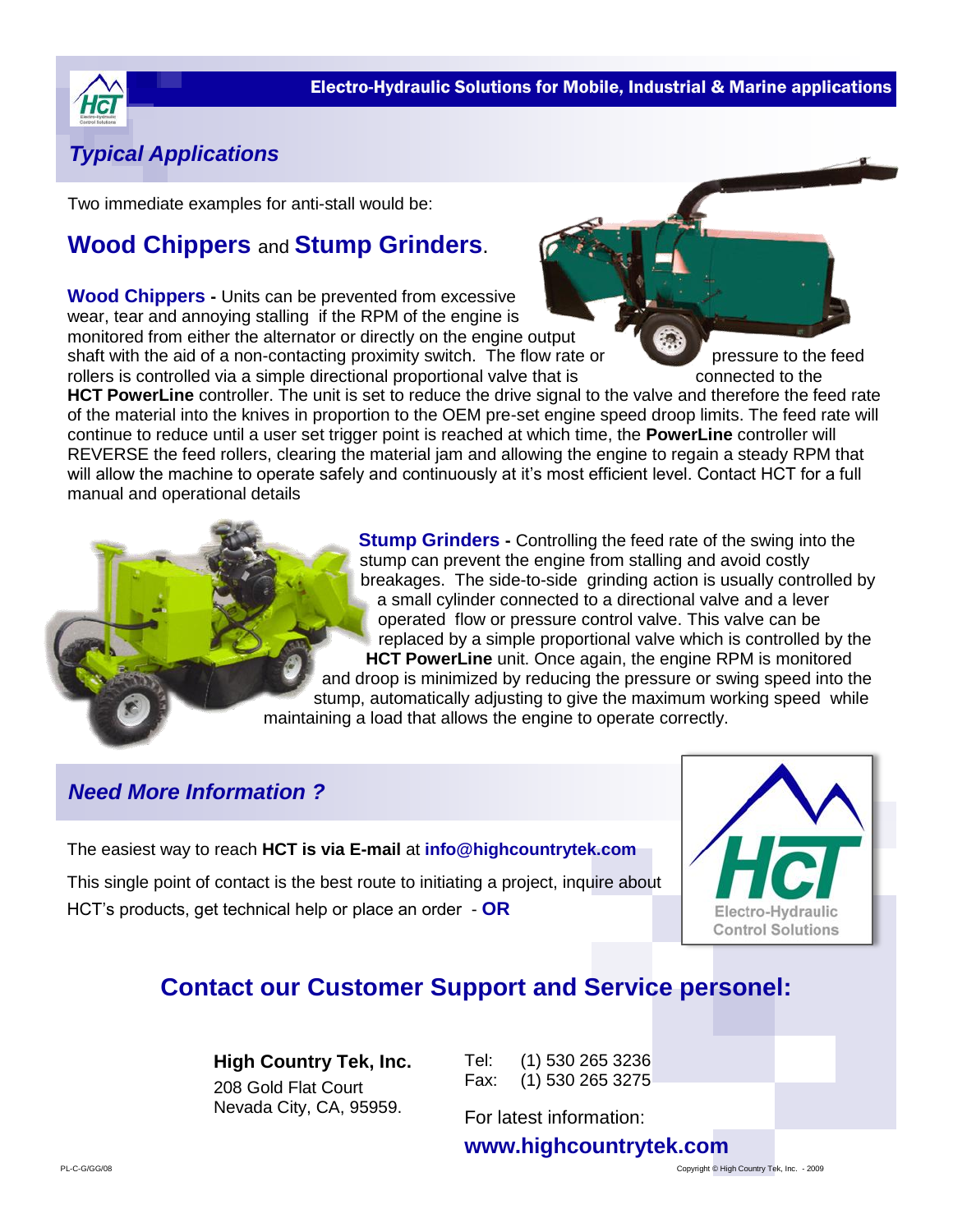## Typical Applications

Two immediate examples for anti-stall would be:

## Wood Chippers and Stump Grinders.

**Wood Chippers -** Units can be prevented from excessive wear, tear and annoying stalling if the RPM of the engine is monitored from either the alternator or directly on the engine output shaft with the aid of a non-contacting proximity switch. The flow rate or pressure to the feed rollers is controlled via a simple directional proportional valve that is connected to the **HCT PowerLine** controller. The unit is set to reduce the drive signal to the valve and therefore the feed rate of the material into the knives in proportion to the OEM pre-set engine speed droop limits. The feed rate will continue to reduce until a user set trigger point is reached at which time, the **PowerLine** controller will REVERSE the feed rollers, clearing the material jam and allowing the engine to regain a steady RPM that will allow the machine to operate safely and continuously at it's most efficient level. Contact HCT for a full manual and operational details

**Stump Grinders -** Controlling the feed rate of the swing into the stump can prevent the engine from stalling and avoid costly breakages. The side-to-side grinding action is usually controlled by a small cylinder connected to a directional valve and a lever operated flow or pressure control valve. This valve can be replaced by a simple proportional valve which is controlled by the **HCT PowerLine** unit. Once again, the engine RPM is monitored and droop is minimized by reducing the pressure or swing speed into the stump, automatically adjusting to give the maximum working speed while maintaining a load that allows the engine to operate correctly.

## Need More Information ?

The easiest way to reach **HCT is via E-mail** at **info@highcountrytek.com**

This single point of contact is the best route to initiating a project, inquire about HCT's products, get technical help or place an order - **OR**

HCT Electro-Hydraulic Control Solutions

## Contact our Customer Support and Service personel:

**High Country Tek, Inc.**
208 Gold Flat Court
Nevada City, CA, 95959.

Tel: (1) 530 265 3236
Fax: (1) 530 265 3275

For latest information:
**www.highcountrytek.com**

PL-C-G/GG/08

Copyright © High Country Tek, Inc. - 2009